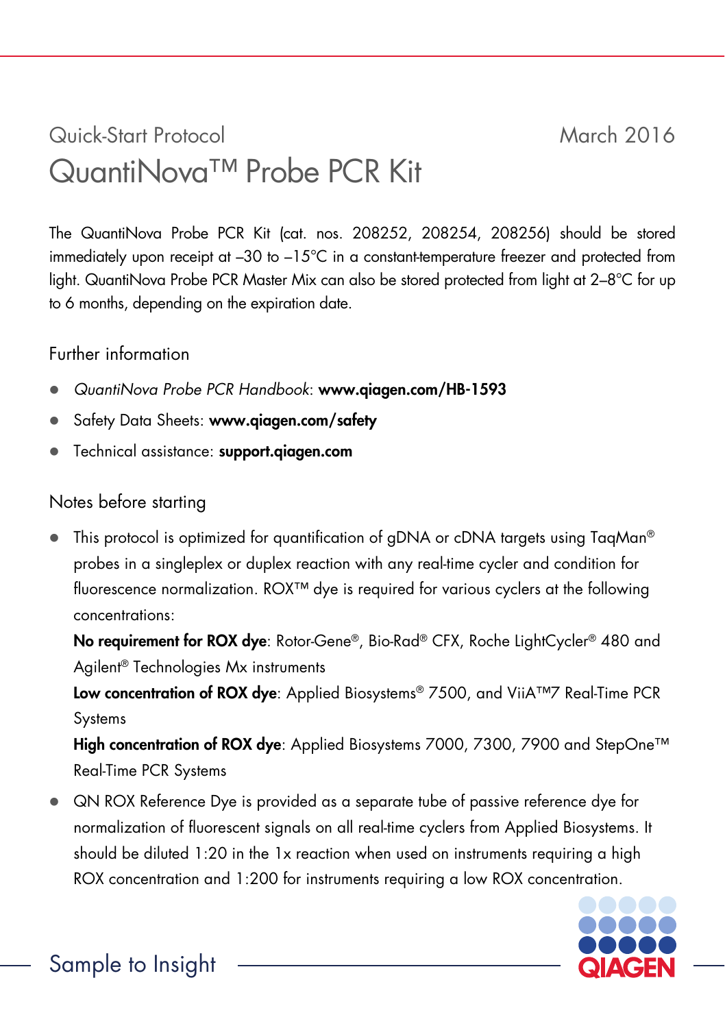Quick-Start Protocol March 2016

# QuantiNova™ Probe PCR Kit

The QuantiNova Probe PCR Kit (cat. nos. 208252, 208254, 208256) should be stored immediately upon receipt at –30 to –15°C in a constant-temperature freezer and protected from light. QuantiNova Probe PCR Master Mix can also be stored protected from light at 2–8°C for up to 6 months, depending on the expiration date.

## Further information

- *QuantiNova Probe PCR Handbook*: **www.qiagen.com/HB-1593**
- Safety Data Sheets: **www.qiagen.com/safety**
- Technical assistance: **support.qiagen.com**

## Notes before starting

- This protocol is optimized for quantification of gDNA or cDNA targets using TaqMan® probes in a singleplex or duplex reaction with any real-time cycler and condition for fluorescence normalization. ROX™ dye is required for various cyclers at the following concentrations:

  **No requirement for ROX dye**: Rotor-Gene®, Bio-Rad® CFX, Roche LightCycler® 480 and Agilent® Technologies Mx instruments

  **Low concentration of ROX dye**: Applied Biosystems® 7500, and ViiA™7 Real-Time PCR Systems

  **High concentration of ROX dye**: Applied Biosystems 7000, 7300, 7900 and StepOne™ Real-Time PCR Systems

- QN ROX Reference Dye is provided as a separate tube of passive reference dye for normalization of fluorescent signals on all real-time cyclers from Applied Biosystems. It should be diluted 1:20 in the 1x reaction when used on instruments requiring a high ROX concentration and 1:200 for instruments requiring a low ROX concentration.

Sample to Insight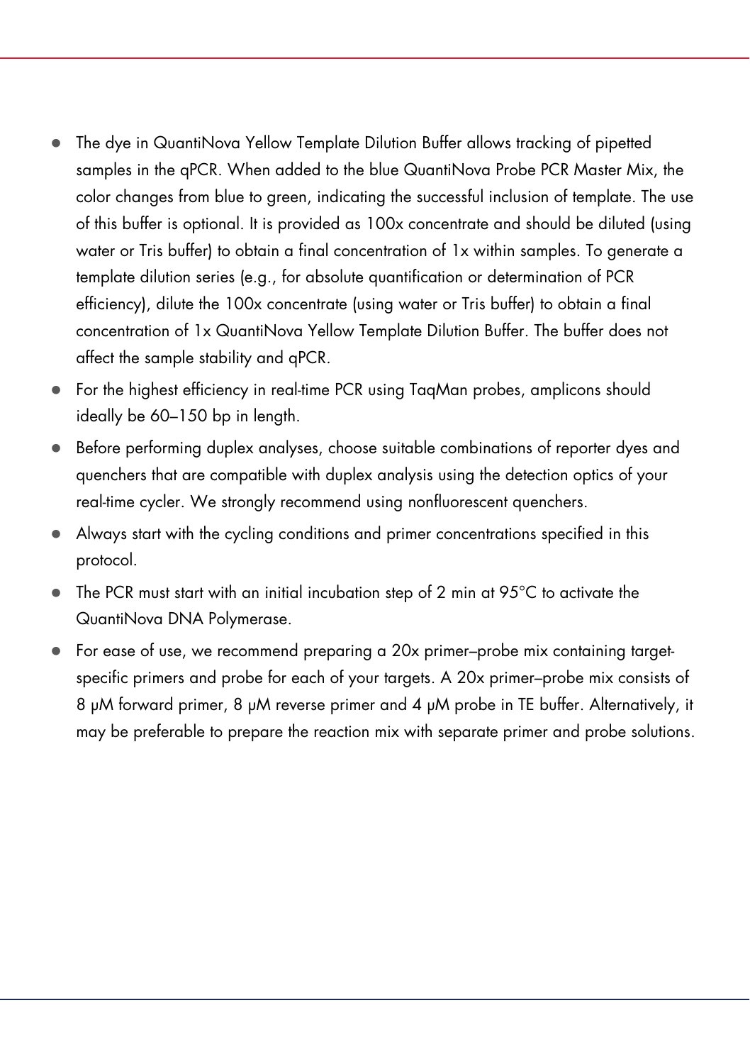- The dye in QuantiNova Yellow Template Dilution Buffer allows tracking of pipetted samples in the qPCR. When added to the blue QuantiNova Probe PCR Master Mix, the color changes from blue to green, indicating the successful inclusion of template. The use of this buffer is optional. It is provided as 100x concentrate and should be diluted (using water or Tris buffer) to obtain a final concentration of 1x within samples. To generate a template dilution series (e.g., for absolute quantification or determination of PCR efficiency), dilute the 100x concentrate (using water or Tris buffer) to obtain a final concentration of 1x QuantiNova Yellow Template Dilution Buffer. The buffer does not affect the sample stability and qPCR.
- For the highest efficiency in real-time PCR using TaqMan probes, amplicons should ideally be 60–150 bp in length.
- Before performing duplex analyses, choose suitable combinations of reporter dyes and quenchers that are compatible with duplex analysis using the detection optics of your real-time cycler. We strongly recommend using nonfluorescent quenchers.
- Always start with the cycling conditions and primer concentrations specified in this protocol.
- The PCR must start with an initial incubation step of 2 min at 95°C to activate the QuantiNova DNA Polymerase.
- For ease of use, we recommend preparing a 20x primer–probe mix containing target-specific primers and probe for each of your targets. A 20x primer–probe mix consists of 8 μM forward primer, 8 μM reverse primer and 4 μM probe in TE buffer. Alternatively, it may be preferable to prepare the reaction mix with separate primer and probe solutions.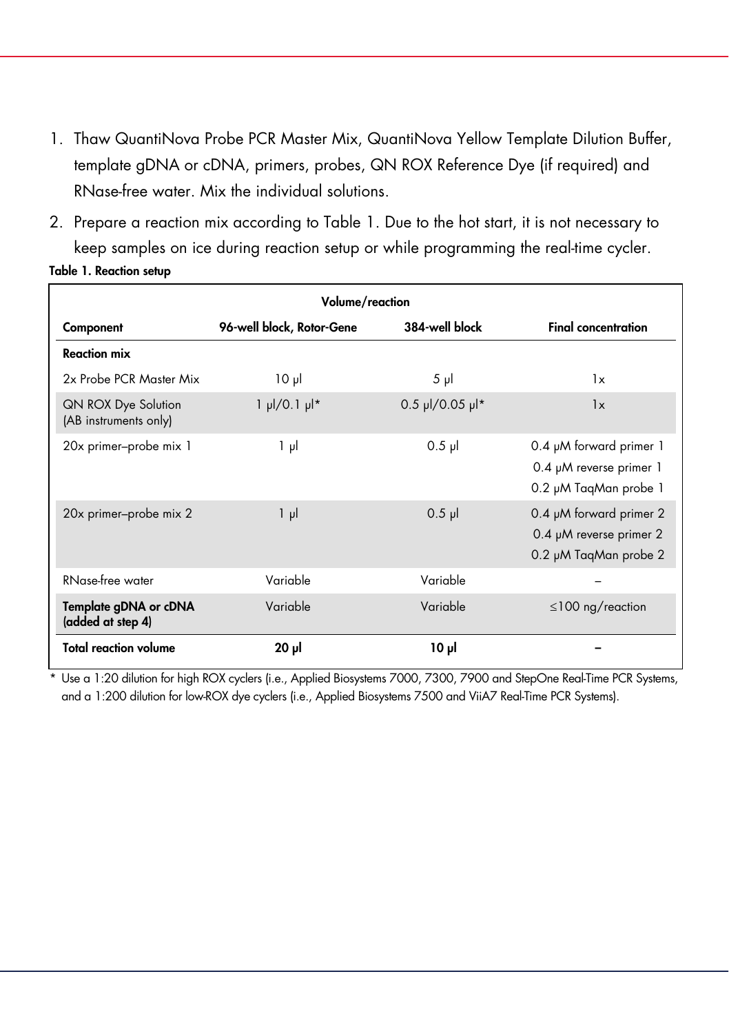1. Thaw QuantiNova Probe PCR Master Mix, QuantiNova Yellow Template Dilution Buffer, template gDNA or cDNA, primers, probes, QN ROX Reference Dye (if required) and RNase-free water. Mix the individual solutions.
2. Prepare a reaction mix according to Table 1. Due to the hot start, it is not necessary to keep samples on ice during reaction setup or while programming the real-time cycler.

**Table 1. Reaction setup**

| | Volume/reaction | | |
|---|---|---|---|
| **Component** | **96-well block, Rotor-Gene** | **384-well block** | **Final concentration** |
| **Reaction mix** | | | |
| 2x Probe PCR Master Mix | 10 µl | 5 µl | 1x |
| QN ROX Dye Solution (AB instruments only) | 1 µl/0.1 µl* | 0.5 µl/0.05 µl* | 1x |
| 20x primer–probe mix 1 | 1 µl | 0.5 µl | 0.4 µM forward primer 1<br>0.4 µM reverse primer 1<br>0.2 µM TaqMan probe 1 |
| 20x primer–probe mix 2 | 1 µl | 0.5 µl | 0.4 µM forward primer 2<br>0.4 µM reverse primer 2<br>0.2 µM TaqMan probe 2 |
| RNase-free water | Variable | Variable | – |
| **Template gDNA or cDNA (added at step 4)** | Variable | Variable | ≤100 ng/reaction |
| **Total reaction volume** | **20 µl** | **10 µl** | **–** |

\* Use a 1:20 dilution for high ROX cyclers (i.e., Applied Biosystems 7000, 7300, 7900 and StepOne Real-Time PCR Systems, and a 1:200 dilution for low-ROX dye cyclers (i.e., Applied Biosystems 7500 and ViiA7 Real-Time PCR Systems).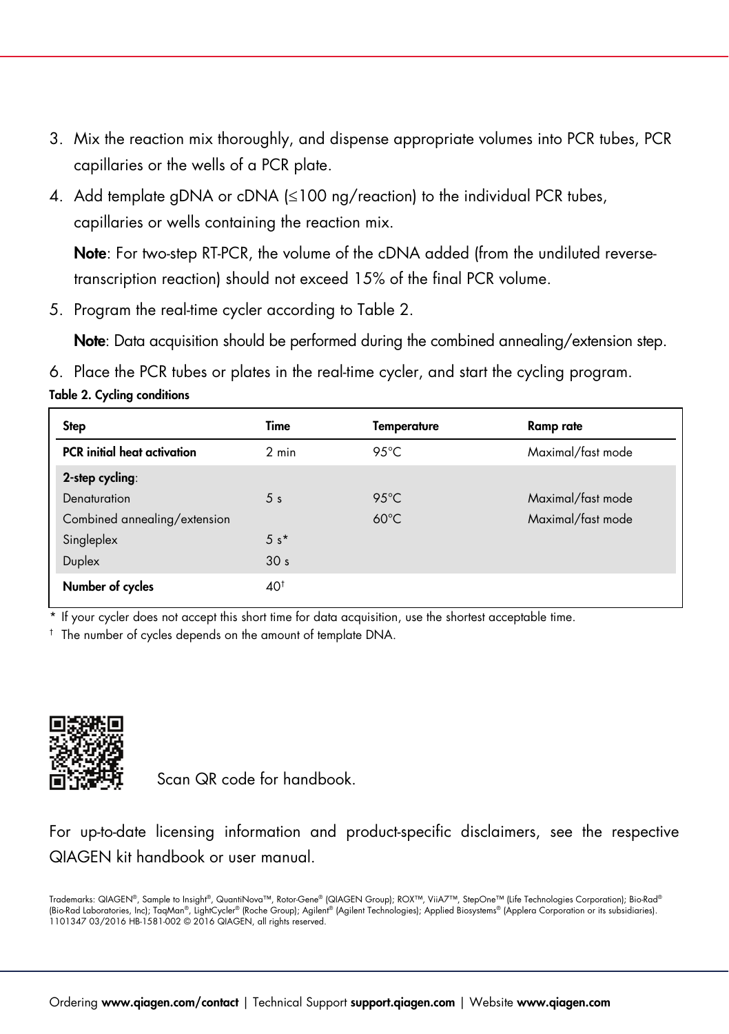3. Mix the reaction mix thoroughly, and dispense appropriate volumes into PCR tubes, PCR capillaries or the wells of a PCR plate.
4. Add template gDNA or cDNA (≤100 ng/reaction) to the individual PCR tubes, capillaries or wells containing the reaction mix.

   **Note**: For two-step RT-PCR, the volume of the cDNA added (from the undiluted reverse-transcription reaction) should not exceed 15% of the final PCR volume.
5. Program the real-time cycler according to Table 2.

   **Note**: Data acquisition should be performed during the combined annealing/extension step.
6. Place the PCR tubes or plates in the real-time cycler, and start the cycling program.

**Table 2. Cycling conditions**

| Step | Time | Temperature | Ramp rate |
|---|---|---|---|
| **PCR initial heat activation** | 2 min | 95°C | Maximal/fast mode |
| **2-step cycling**: | | | |
| Denaturation | 5 s | 95°C | Maximal/fast mode |
| Combined annealing/extension | | 60°C | Maximal/fast mode |
| Singleplex | 5 s* | | |
| Duplex | 30 s | | |
| **Number of cycles** | 40† | | |

\* If your cycler does not accept this short time for data acquisition, use the shortest acceptable time.

† The number of cycles depends on the amount of template DNA.

Scan QR code for handbook.

For up-to-date licensing information and product-specific disclaimers, see the respective QIAGEN kit handbook or user manual.

Trademarks: QIAGEN®, Sample to Insight®, QuantiNova™, Rotor-Gene® (QIAGEN Group); ROX™, ViiA7™, StepOne™ (Life Technologies Corporation); Bio-Rad® (Bio-Rad Laboratories, Inc); TaqMan®, LightCycler® (Roche Group); Agilent® (Agilent Technologies); Applied Biosystems® (Applera Corporation or its subsidiaries). 1101347 03/2016 HB-1581-002 © 2016 QIAGEN, all rights reserved.

Ordering **www.qiagen.com/contact** | Technical Support **support.qiagen.com** | Website **www.qiagen.com**